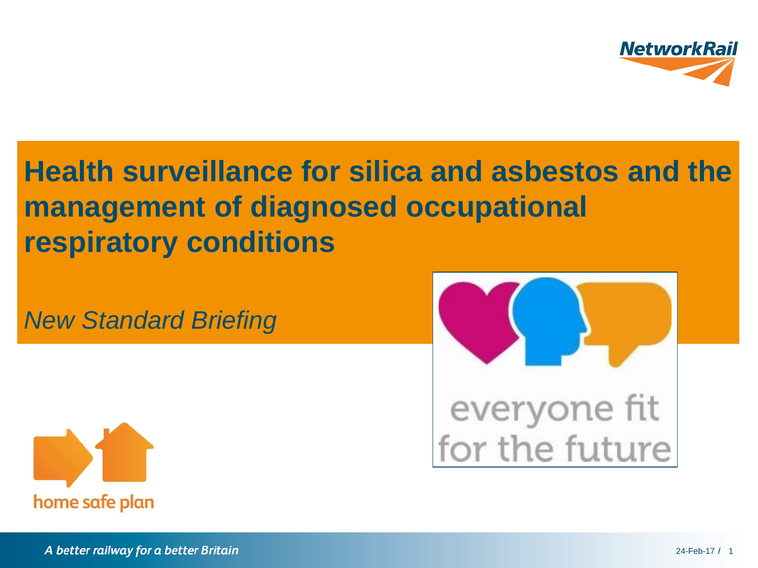# Health surveillance for silica and asbestos and the management of diagnosed occupational respiratory conditions

*New Standard Briefing*

everyone fit for the future

home safe plan

*A better railway for a better Britain*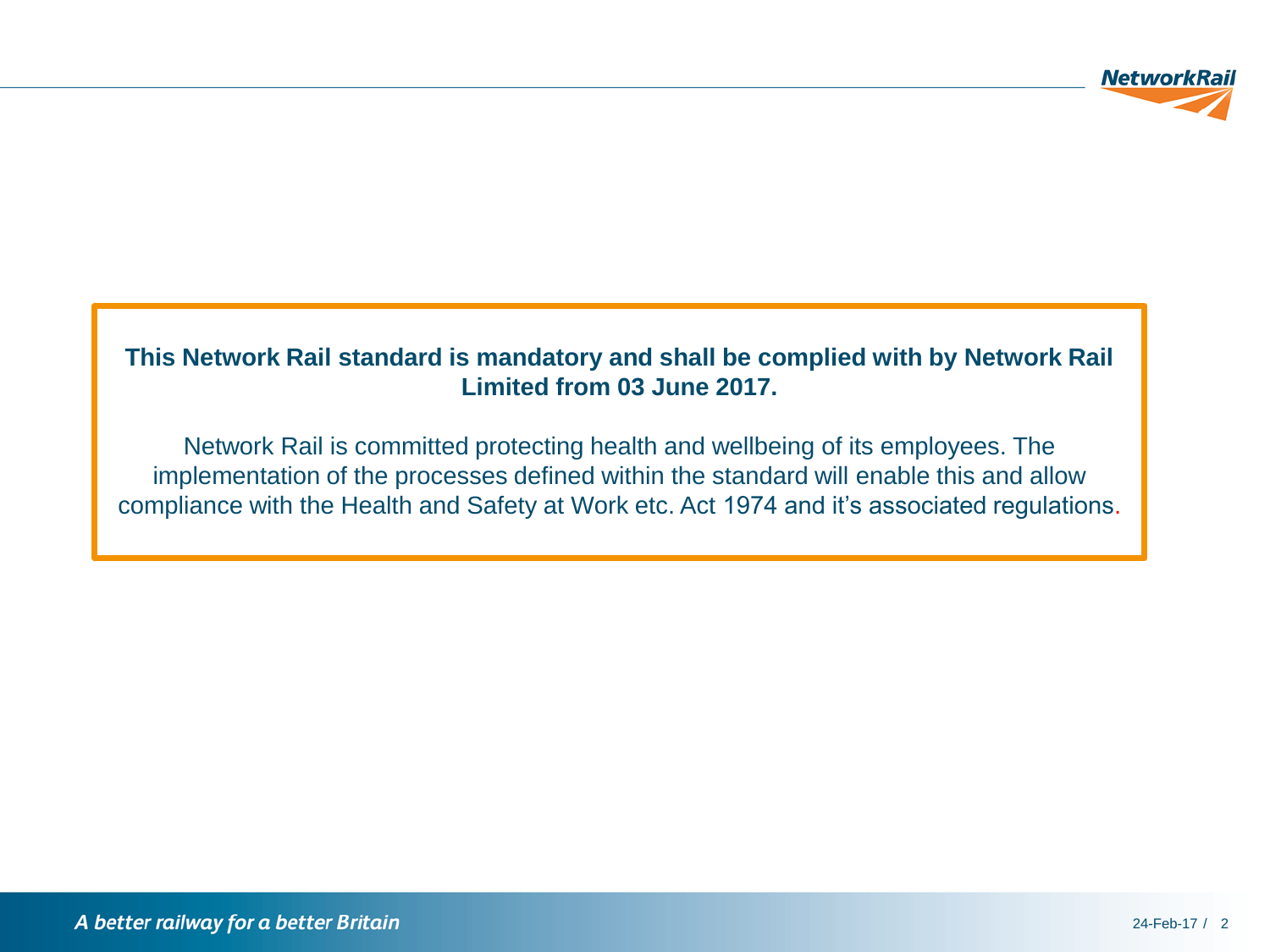**This Network Rail standard is mandatory and shall be complied with by Network Rail Limited from 03 June 2017.**

Network Rail is committed protecting health and wellbeing of its employees. The implementation of the processes defined within the standard will enable this and allow compliance with the Health and Safety at Work etc. Act 1974 and it's associated regulations.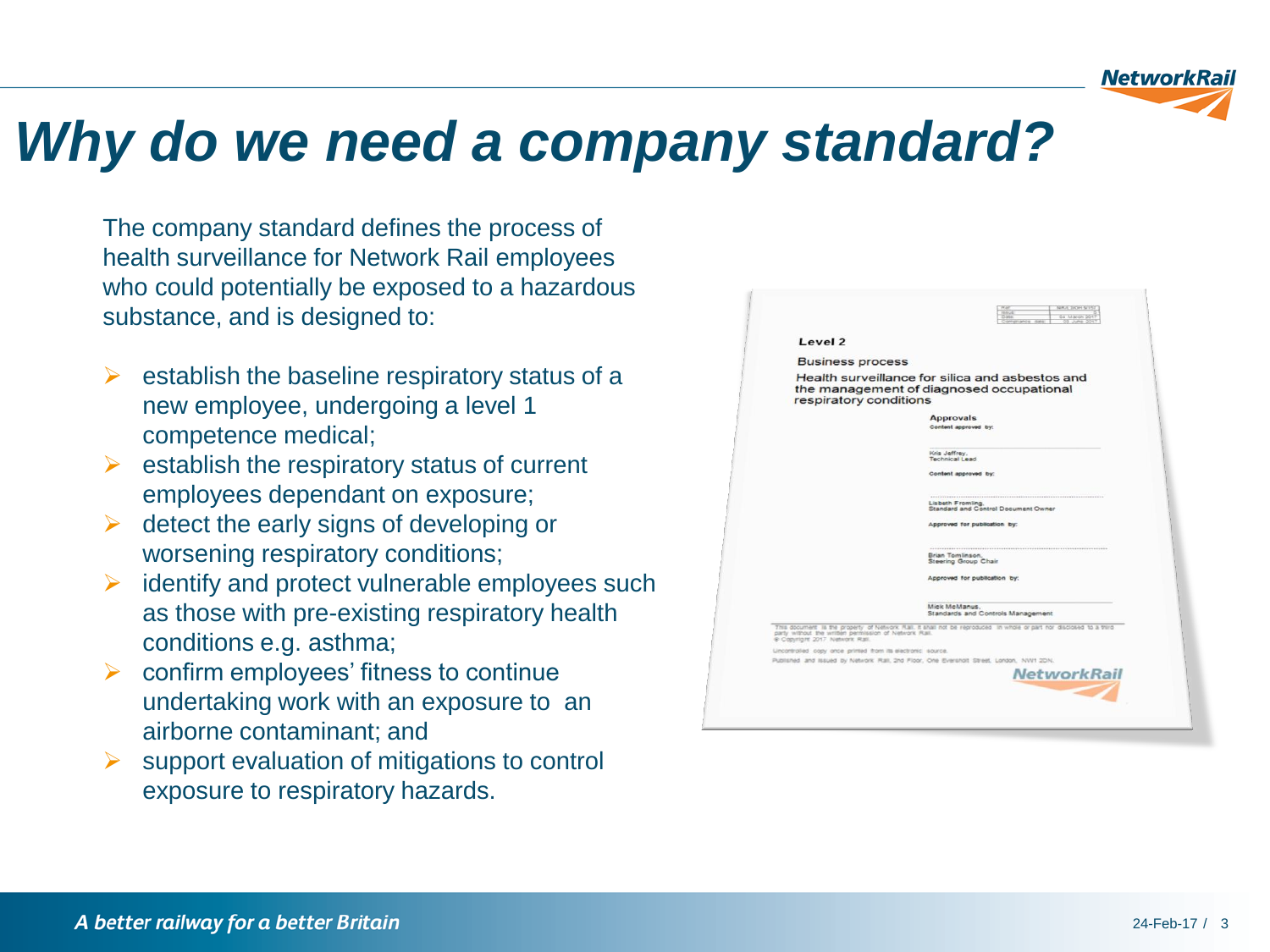# Why do we need a company standard?

The company standard defines the process of health surveillance for Network Rail employees who could potentially be exposed to a hazardous substance, and is designed to:

- establish the baseline respiratory status of a new employee, undergoing a level 1 competence medical;
- establish the respiratory status of current employees dependant on exposure;
- detect the early signs of developing or worsening respiratory conditions;
- identify and protect vulnerable employees such as those with pre-existing respiratory health conditions e.g. asthma;
- confirm employees' fitness to continue undertaking work with an exposure to an airborne contaminant; and
- support evaluation of mitigations to control exposure to respiratory hazards.

**Level 2**

Business process

Health surveillance for silica and asbestos and the management of diagnosed occupational respiratory conditions

**Approvals**

Content approved by:

Kris Jeffrey,
Technical Lead

Content approved by:

Lisbeth Fromling,
Standard and Control Document Owner

Approved for publication by:

Brian Tomlinson,
Steering Group Chair

Approved for publication by:

Mick McManus,
Standards and Controls Management

This document is the property of Network Rail. It shall not be reproduced in whole or part nor disclosed to a third party without the written permission of Network Rail.
© Copyright 2017 Network Rail.

Uncontrolled copy once printed from its electronic source.

Published and issued by Network Rail, 2nd Floor, One Eversholt Street, London, NW1 2DN.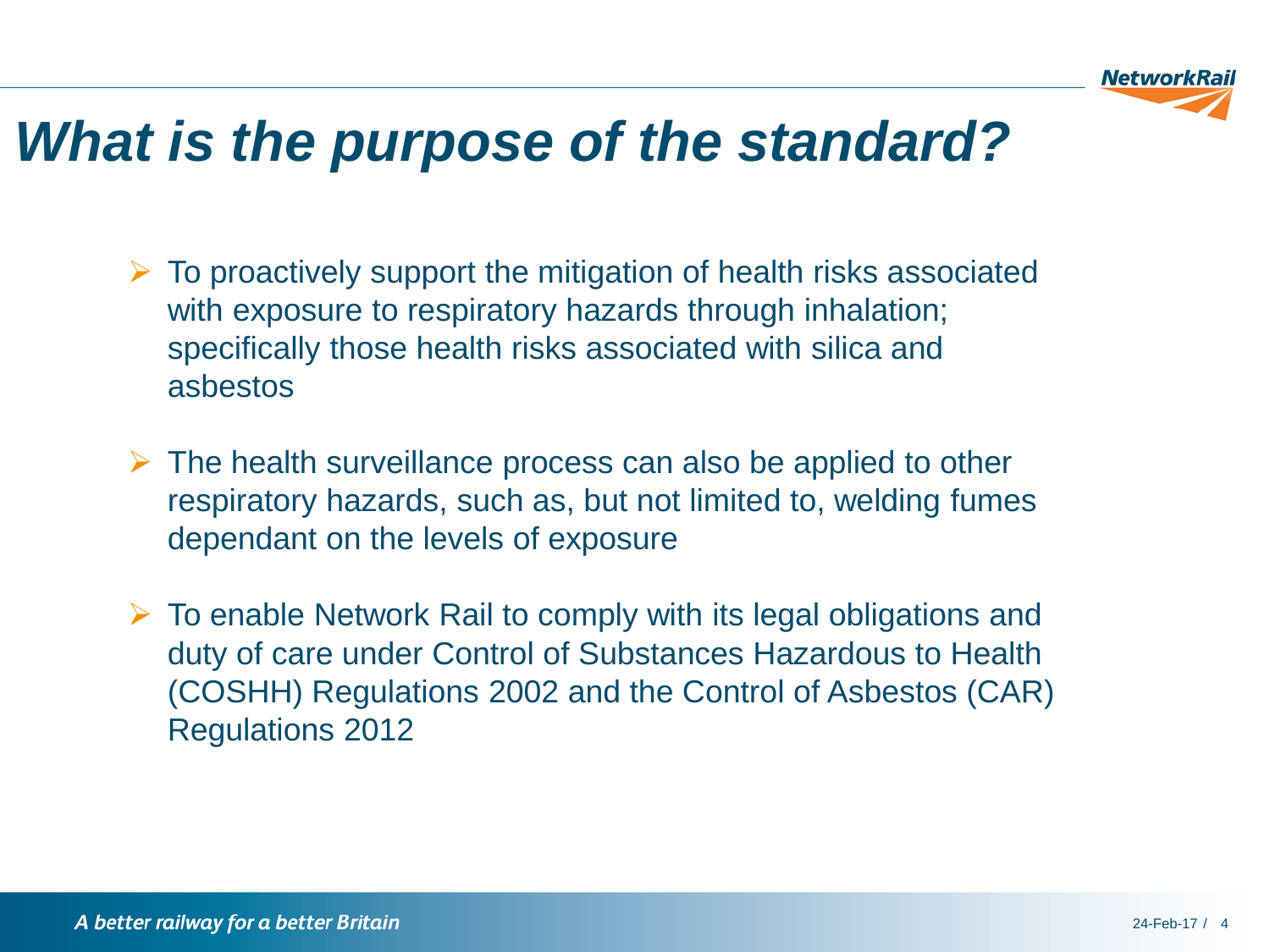# *What is the purpose of the standard?*

- To proactively support the mitigation of health risks associated with exposure to respiratory hazards through inhalation; specifically those health risks associated with silica and asbestos
- The health surveillance process can also be applied to other respiratory hazards, such as, but not limited to, welding fumes dependant on the levels of exposure
- To enable Network Rail to comply with its legal obligations and duty of care under Control of Substances Hazardous to Health (COSHH) Regulations 2002 and the Control of Asbestos (CAR) Regulations 2012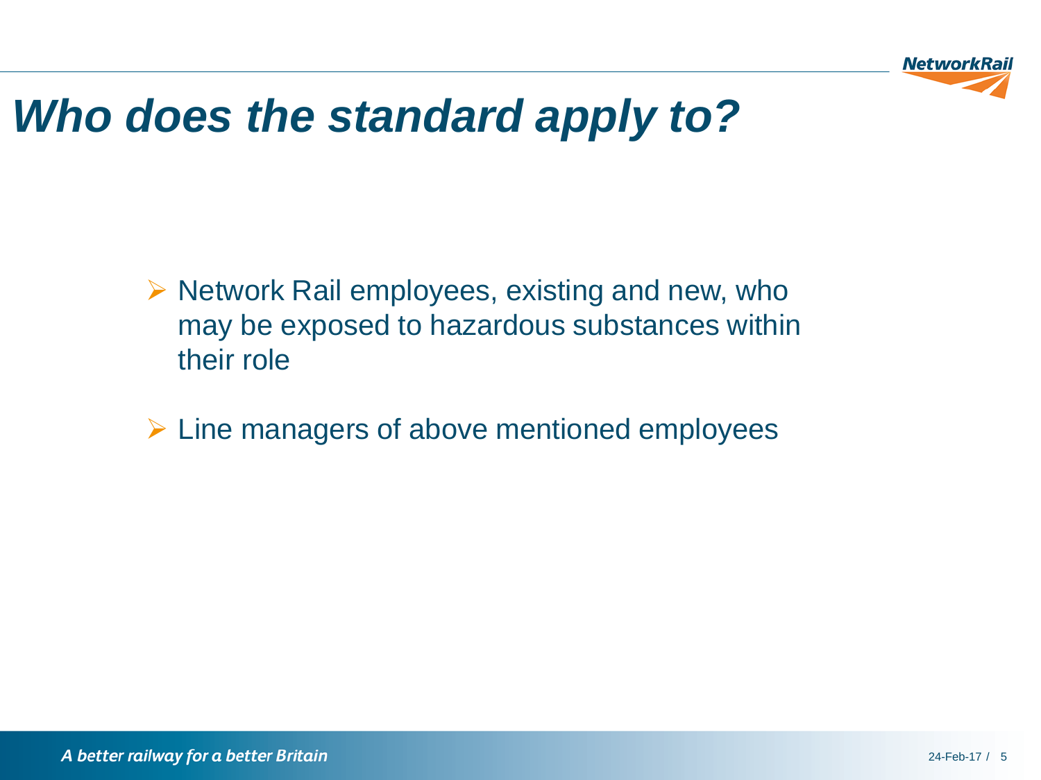# *Who does the standard apply to?*

- Network Rail employees, existing and new, who may be exposed to hazardous substances within their role
- Line managers of above mentioned employees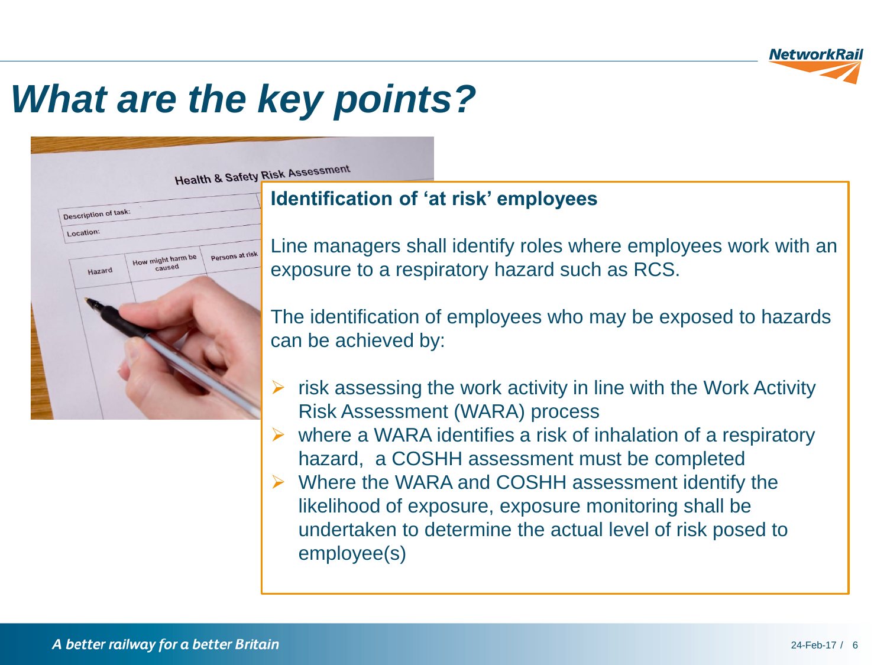# What are the key points?

**Identification of 'at risk' employees**

Line managers shall identify roles where employees work with an exposure to a respiratory hazard such as RCS.

The identification of employees who may be exposed to hazards can be achieved by:

- risk assessing the work activity in line with the Work Activity Risk Assessment (WARA) process
- where a WARA identifies a risk of inhalation of a respiratory hazard, a COSHH assessment must be completed
- Where the WARA and COSHH assessment identify the likelihood of exposure, exposure monitoring shall be undertaken to determine the actual level of risk posed to employee(s)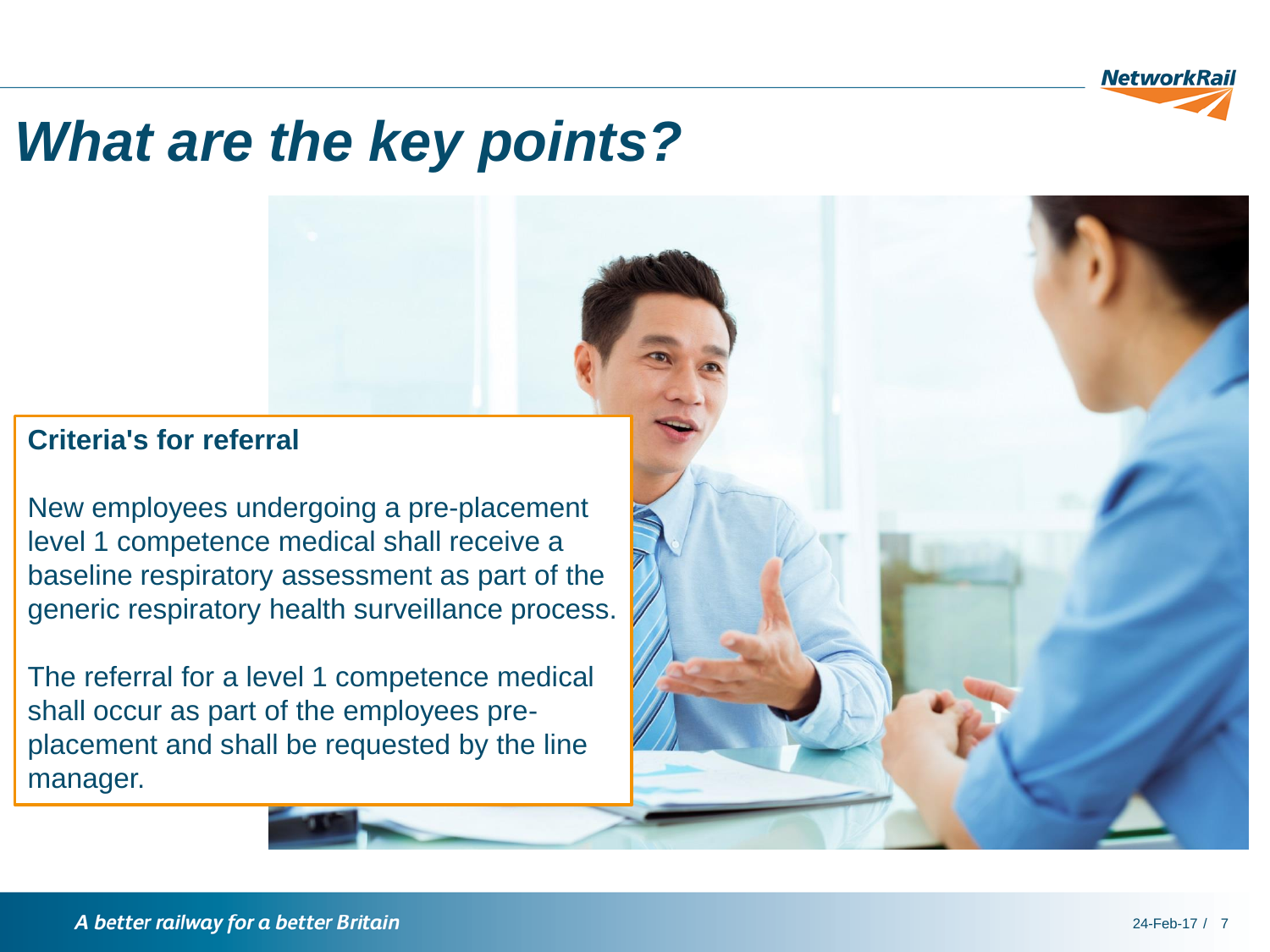# What are the key points?

**Criteria's for referral**

New employees undergoing a pre-placement level 1 competence medical shall receive a baseline respiratory assessment as part of the generic respiratory health surveillance process.

The referral for a level 1 competence medical shall occur as part of the employees pre-placement and shall be requested by the line manager.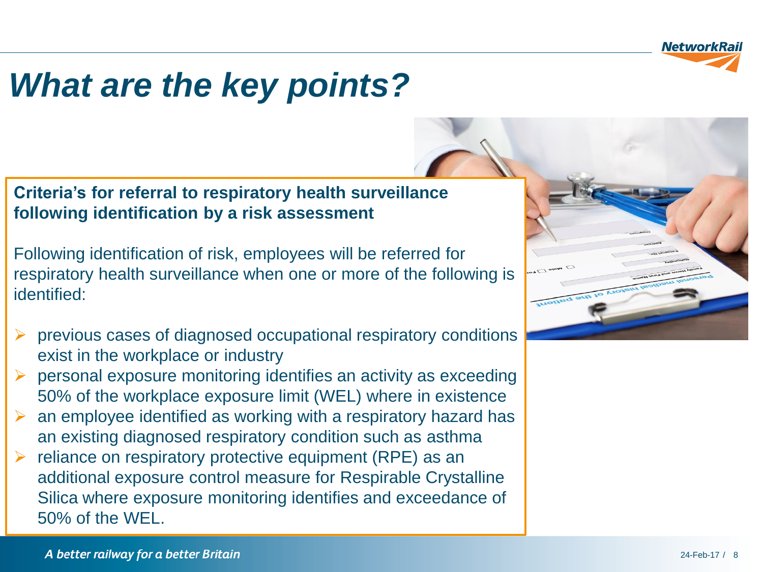# What are the key points?

**Criteria's for referral to respiratory health surveillance following identification by a risk assessment**

Following identification of risk, employees will be referred for respiratory health surveillance when one or more of the following is identified:

- previous cases of diagnosed occupational respiratory conditions exist in the workplace or industry
- personal exposure monitoring identifies an activity as exceeding 50% of the workplace exposure limit (WEL) where in existence
- an employee identified as working with a respiratory hazard has an existing diagnosed respiratory condition such as asthma
- reliance on respiratory protective equipment (RPE) as an additional exposure control measure for Respirable Crystalline Silica where exposure monitoring identifies and exceedance of 50% of the WEL.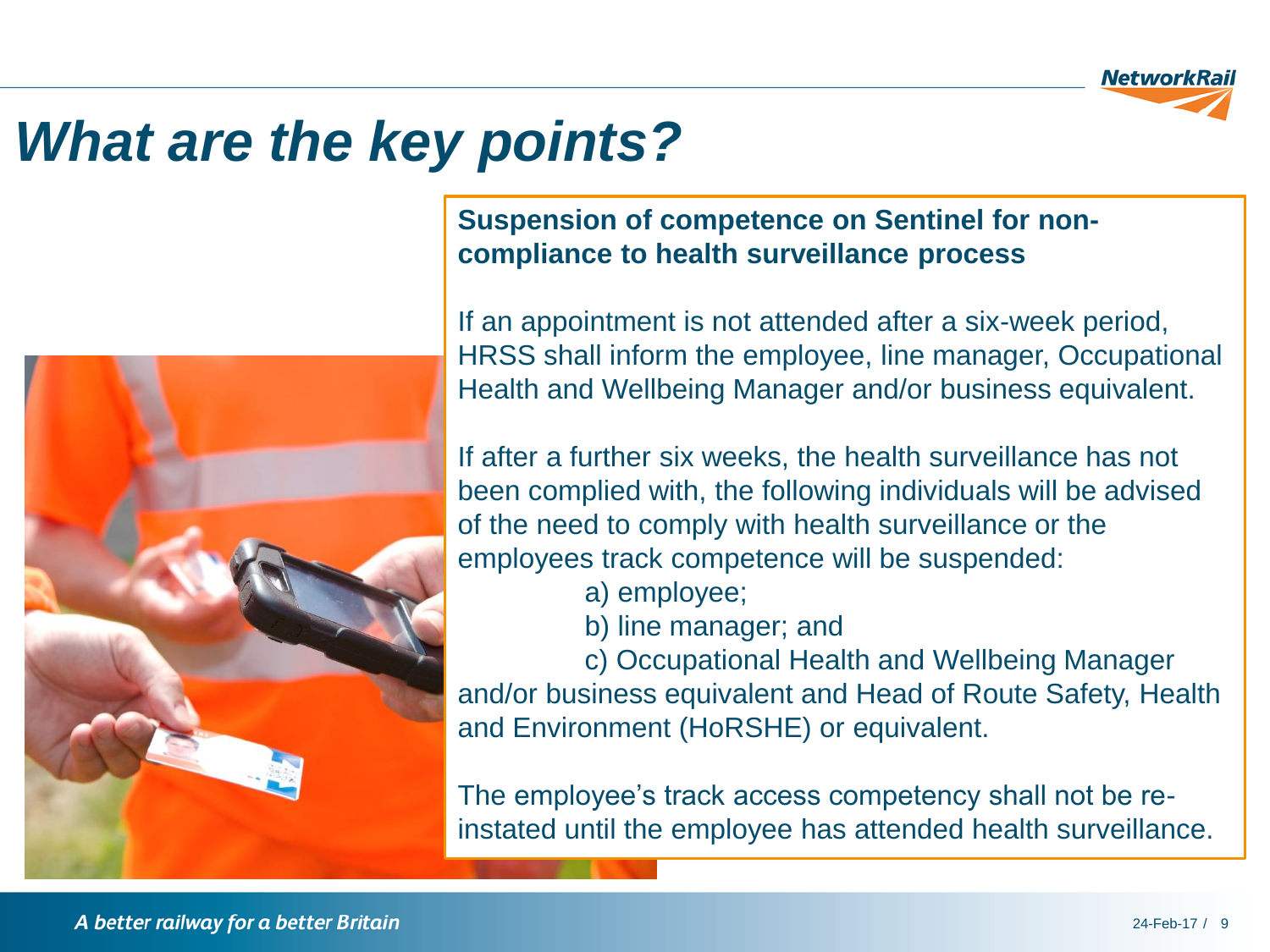# What are the key points?

**Suspension of competence on Sentinel for non-compliance to health surveillance process**

If an appointment is not attended after a six-week period, HRSS shall inform the employee, line manager, Occupational Health and Wellbeing Manager and/or business equivalent.

If after a further six weeks, the health surveillance has not been complied with, the following individuals will be advised of the need to comply with health surveillance or the employees track competence will be suspended:

a) employee;

b) line manager; and

c) Occupational Health and Wellbeing Manager and/or business equivalent and Head of Route Safety, Health and Environment (HoRSHE) or equivalent.

The employee's track access competency shall not be re-instated until the employee has attended health surveillance.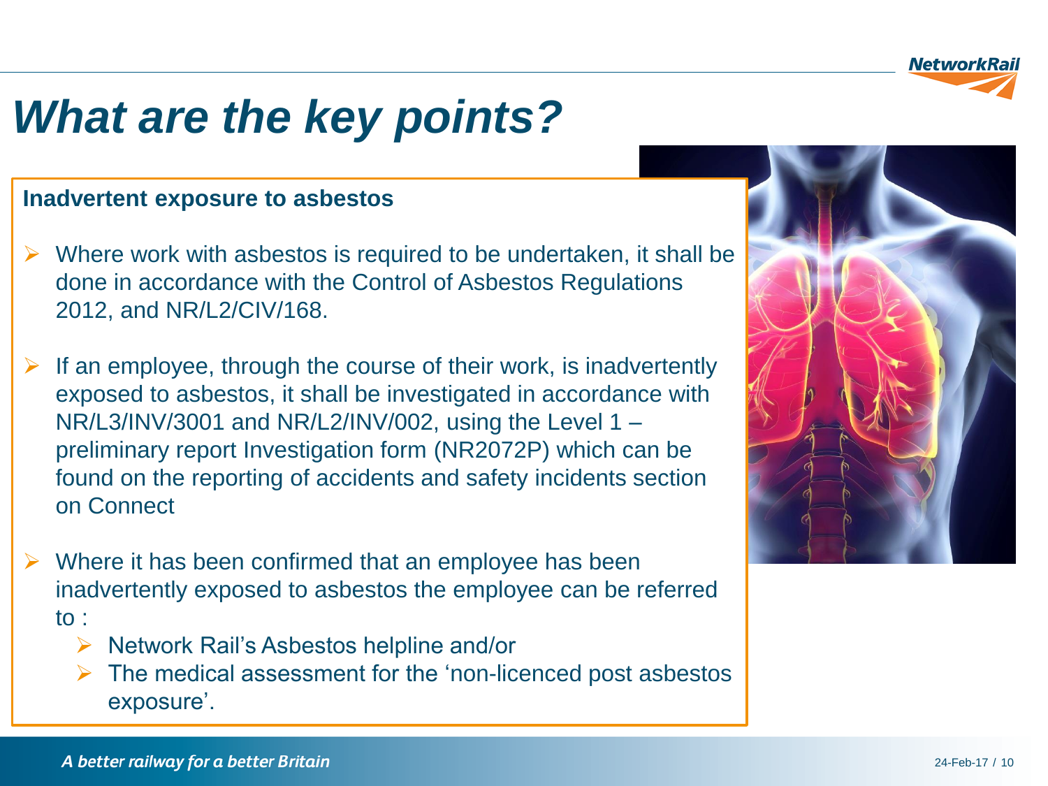# What are the key points?

**Inadvertent exposure to asbestos**

- Where work with asbestos is required to be undertaken, it shall be done in accordance with the Control of Asbestos Regulations 2012, and NR/L2/CIV/168.
- If an employee, through the course of their work, is inadvertently exposed to asbestos, it shall be investigated in accordance with NR/L3/INV/3001 and NR/L2/INV/002, using the Level 1 – preliminary report Investigation form (NR2072P) which can be found on the reporting of accidents and safety incidents section on Connect
- Where it has been confirmed that an employee has been inadvertently exposed to asbestos the employee can be referred to :
  - Network Rail's Asbestos helpline and/or
  - The medical assessment for the 'non-licenced post asbestos exposure'.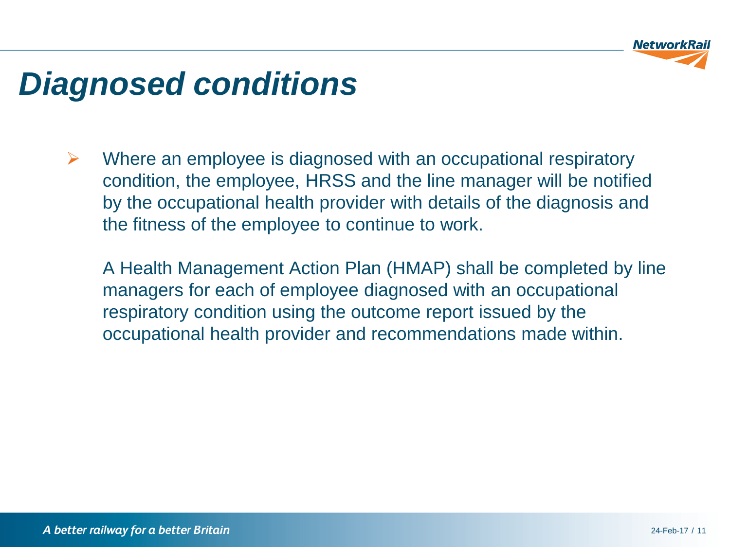# Diagnosed conditions

- Where an employee is diagnosed with an occupational respiratory condition, the employee, HRSS and the line manager will be notified by the occupational health provider with details of the diagnosis and the fitness of the employee to continue to work.

  A Health Management Action Plan (HMAP) shall be completed by line managers for each of employee diagnosed with an occupational respiratory condition using the outcome report issued by the occupational health provider and recommendations made within.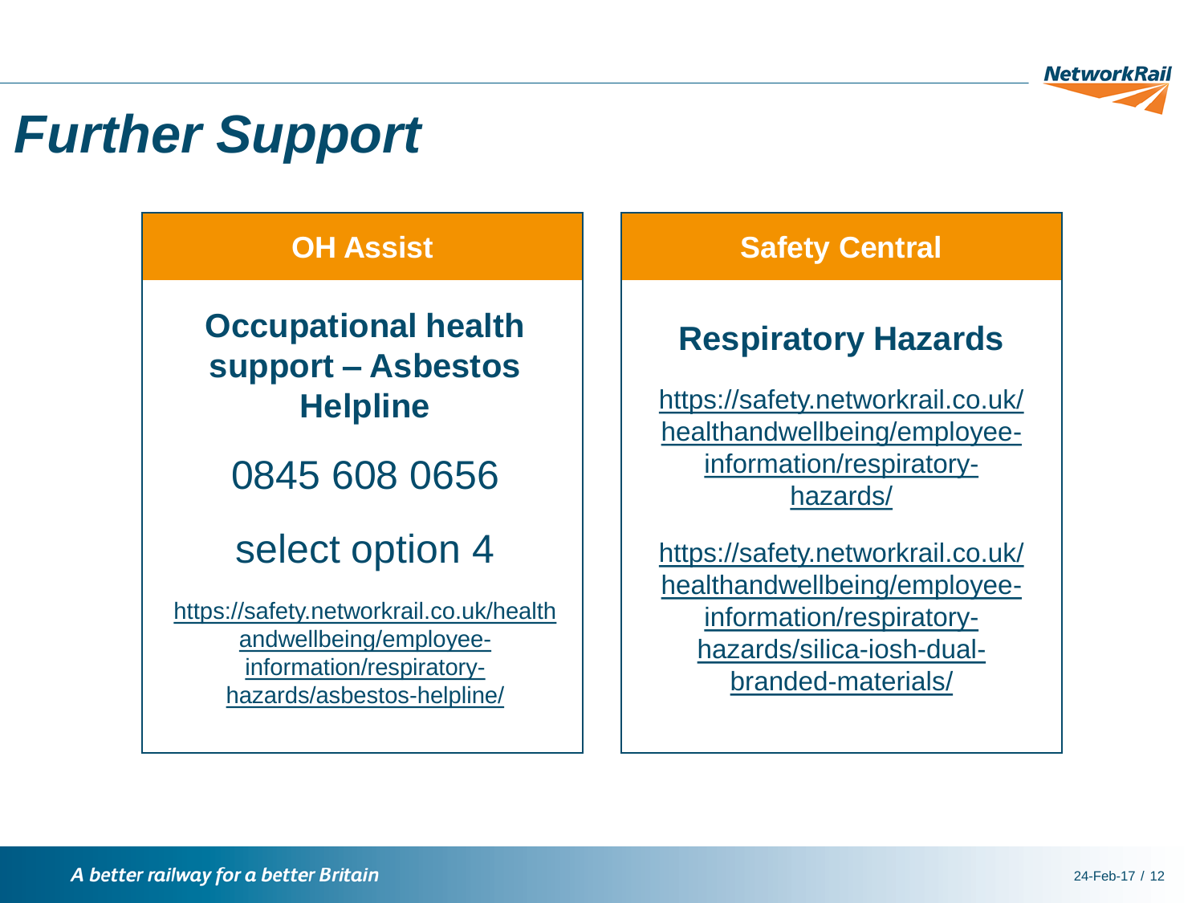# Further Support

## OH Assist

**Occupational health support – Asbestos Helpline**

0845 608 0656

select option 4

https://safety.networkrail.co.uk/healthandwellbeing/employee-information/respiratory-hazards/asbestos-helpline/

## Safety Central

**Respiratory Hazards**

https://safety.networkrail.co.uk/healthandwellbeing/employee-information/respiratory-hazards/

https://safety.networkrail.co.uk/healthandwellbeing/employee-information/respiratory-hazards/silica-iosh-dual-branded-materials/